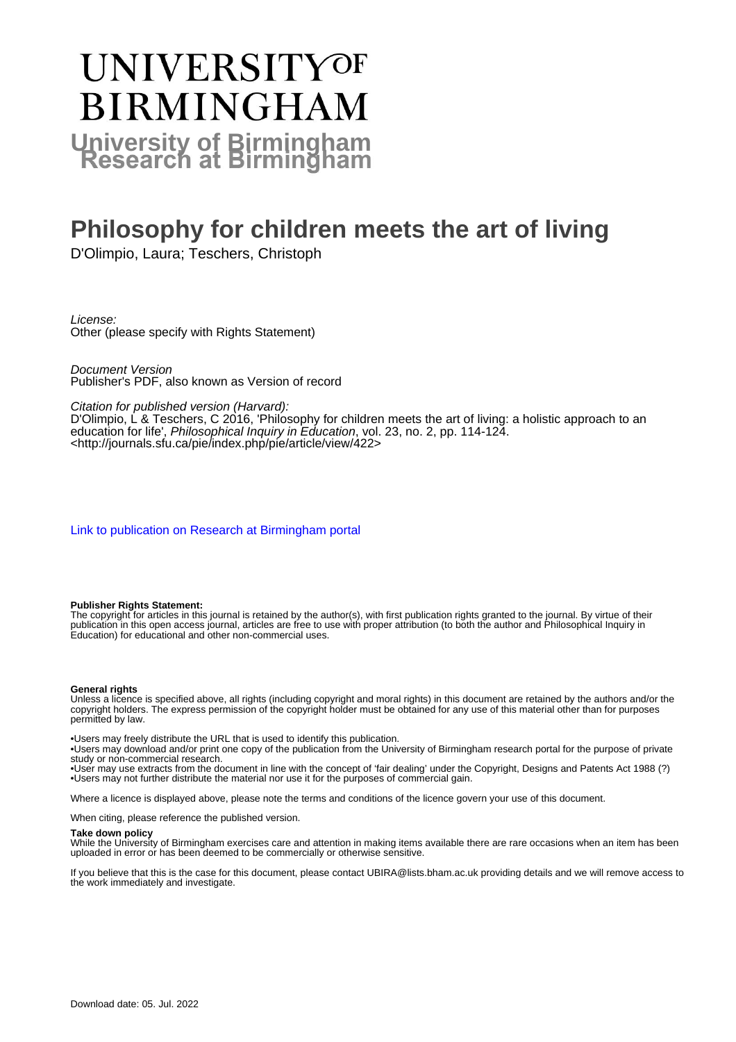# UNIVERSITY OF BIRMINGHAM

**University of Birmingham Research at Birmingham**

# Philosophy for children meets the art of living

D'Olimpio, Laura; Teschers, Christoph

*License:*
Other (please specify with Rights Statement)

*Document Version*
Publisher's PDF, also known as Version of record

*Citation for published version (Harvard):*
D'Olimpio, L & Teschers, C 2016, 'Philosophy for children meets the art of living: a holistic approach to an education for life', *Philosophical Inquiry in Education*, vol. 23, no. 2, pp. 114-124.
<http://journals.sfu.ca/pie/index.php/pie/article/view/422>

Link to publication on Research at Birmingham portal

**Publisher Rights Statement:**
The copyright for articles in this journal is retained by the author(s), with first publication rights granted to the journal. By virtue of their publication in this open access journal, articles are free to use with proper attribution (to both the author and Philosophical Inquiry in Education) for educational and other non-commercial uses.

**General rights**
Unless a licence is specified above, all rights (including copyright and moral rights) in this document are retained by the authors and/or the copyright holders. The express permission of the copyright holder must be obtained for any use of this material other than for purposes permitted by law.

•Users may freely distribute the URL that is used to identify this publication.
•Users may download and/or print one copy of the publication from the University of Birmingham research portal for the purpose of private study or non-commercial research.
•User may use extracts from the document in line with the concept of 'fair dealing' under the Copyright, Designs and Patents Act 1988 (?)
•Users may not further distribute the material nor use it for the purposes of commercial gain.

Where a licence is displayed above, please note the terms and conditions of the licence govern your use of this document.

When citing, please reference the published version.

**Take down policy**
While the University of Birmingham exercises care and attention in making items available there are rare occasions when an item has been uploaded in error or has been deemed to be commercially or otherwise sensitive.

If you believe that this is the case for this document, please contact UBIRA@lists.bham.ac.uk providing details and we will remove access to the work immediately and investigate.

Download date: 05. Jul. 2022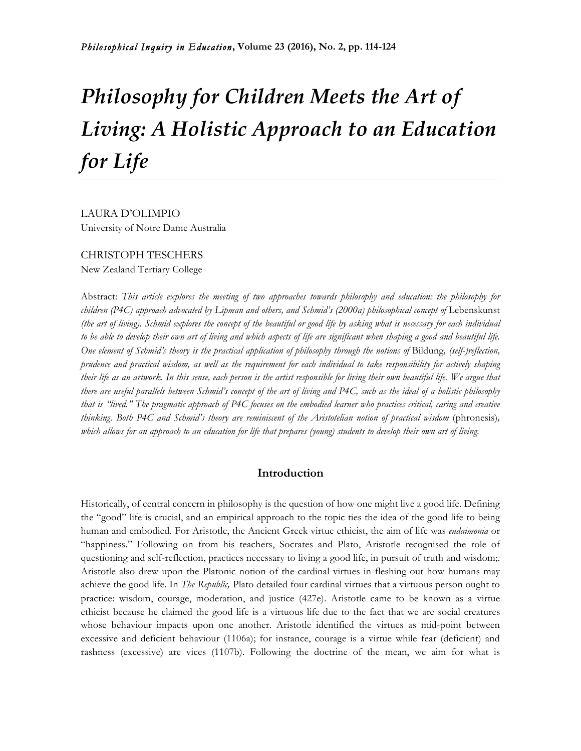# *Philosophy for Children Meets the Art of Living: A Holistic Approach to an Education for Life*

LAURA D'OLIMPIO
University of Notre Dame Australia

CHRISTOPH TESCHERS
New Zealand Tertiary College

Abstract: *This article explores the meeting of two approaches towards philosophy and education: the philosophy for children (P4C) approach advocated by Lipman and others, and Schmid's (2000a) philosophical concept of* Lebenskunst *(the art of living). Schmid explores the concept of the beautiful or good life by asking what is necessary for each individual to be able to develop their own art of living and which aspects of life are significant when shaping a good and beautiful life. One element of Schmid's theory is the practical application of philosophy through the notions of* Bildung*, (self-)reflection, prudence and practical wisdom, as well as the requirement for each individual to take responsibility for actively shaping their life as an artwork. In this sense, each person is the artist responsible for living their own beautiful life. We argue that there are useful parallels between Schmid's concept of the art of living and P4C, such as the ideal of a holistic philosophy that is "lived." The pragmatic approach of P4C focuses on the embodied learner who practices critical, caring and creative thinking. Both P4C and Schmid's theory are reminiscent of the Aristotelian notion of practical wisdom* (phronesis)*, which allows for an approach to an education for life that prepares (young) students to develop their own art of living.*

## Introduction

Historically, of central concern in philosophy is the question of how one might live a good life. Defining the "good" life is crucial, and an empirical approach to the topic ties the idea of the good life to being human and embodied. For Aristotle, the Ancient Greek virtue ethicist, the aim of life was *eudaimonia* or "happiness." Following on from his teachers, Socrates and Plato, Aristotle recognised the role of questioning and self-reflection, practices necessary to living a good life, in pursuit of truth and wisdom;. Aristotle also drew upon the Platonic notion of the cardinal virtues in fleshing out how humans may achieve the good life. In *The Republic,* Plato detailed four cardinal virtues that a virtuous person ought to practice: wisdom, courage, moderation, and justice (427e). Aristotle came to be known as a virtue ethicist because he claimed the good life is a virtuous life due to the fact that we are social creatures whose behaviour impacts upon one another. Aristotle identified the virtues as mid-point between excessive and deficient behaviour (1106a); for instance, courage is a virtue while fear (deficient) and rashness (excessive) are vices (1107b). Following the doctrine of the mean, we aim for what is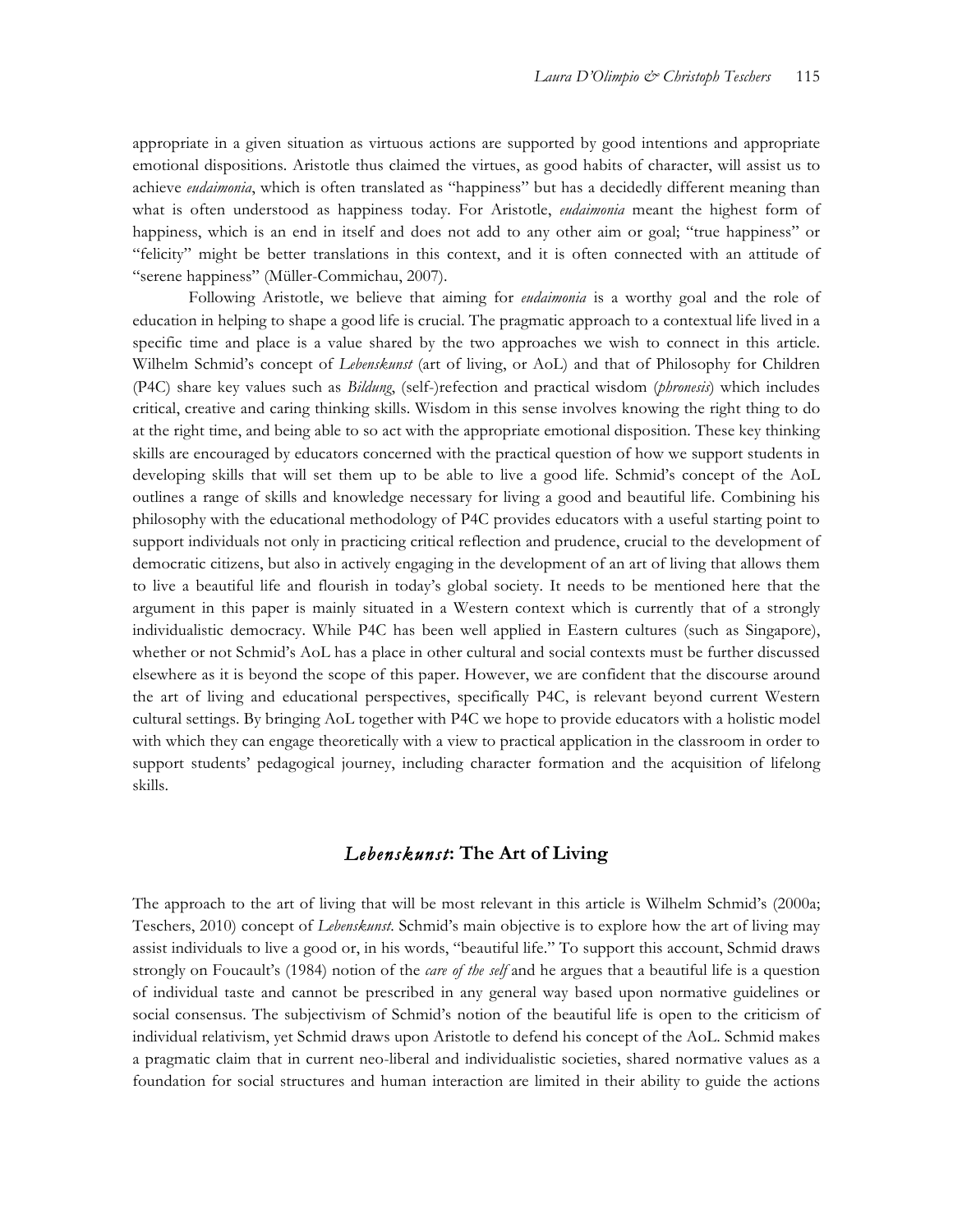appropriate in a given situation as virtuous actions are supported by good intentions and appropriate emotional dispositions. Aristotle thus claimed the virtues, as good habits of character, will assist us to achieve *eudaimonia*, which is often translated as "happiness" but has a decidedly different meaning than what is often understood as happiness today. For Aristotle, *eudaimonia* meant the highest form of happiness, which is an end in itself and does not add to any other aim or goal; "true happiness" or "felicity" might be better translations in this context, and it is often connected with an attitude of "serene happiness" (Müller-Commichau, 2007).

Following Aristotle, we believe that aiming for *eudaimonia* is a worthy goal and the role of education in helping to shape a good life is crucial. The pragmatic approach to a contextual life lived in a specific time and place is a value shared by the two approaches we wish to connect in this article. Wilhelm Schmid's concept of *Lebenskunst* (art of living, or AoL) and that of Philosophy for Children (P4C) share key values such as *Bildung*, (self-)refection and practical wisdom (*phronesis*) which includes critical, creative and caring thinking skills. Wisdom in this sense involves knowing the right thing to do at the right time, and being able to so act with the appropriate emotional disposition. These key thinking skills are encouraged by educators concerned with the practical question of how we support students in developing skills that will set them up to be able to live a good life. Schmid's concept of the AoL outlines a range of skills and knowledge necessary for living a good and beautiful life. Combining his philosophy with the educational methodology of P4C provides educators with a useful starting point to support individuals not only in practicing critical reflection and prudence, crucial to the development of democratic citizens, but also in actively engaging in the development of an art of living that allows them to live a beautiful life and flourish in today's global society. It needs to be mentioned here that the argument in this paper is mainly situated in a Western context which is currently that of a strongly individualistic democracy. While P4C has been well applied in Eastern cultures (such as Singapore), whether or not Schmid's AoL has a place in other cultural and social contexts must be further discussed elsewhere as it is beyond the scope of this paper. However, we are confident that the discourse around the art of living and educational perspectives, specifically P4C, is relevant beyond current Western cultural settings. By bringing AoL together with P4C we hope to provide educators with a holistic model with which they can engage theoretically with a view to practical application in the classroom in order to support students' pedagogical journey, including character formation and the acquisition of lifelong skills.

## *Lebenskunst*: The Art of Living

The approach to the art of living that will be most relevant in this article is Wilhelm Schmid's (2000a; Teschers, 2010) concept of *Lebenskunst*. Schmid's main objective is to explore how the art of living may assist individuals to live a good or, in his words, "beautiful life." To support this account, Schmid draws strongly on Foucault's (1984) notion of the *care of the self* and he argues that a beautiful life is a question of individual taste and cannot be prescribed in any general way based upon normative guidelines or social consensus. The subjectivism of Schmid's notion of the beautiful life is open to the criticism of individual relativism, yet Schmid draws upon Aristotle to defend his concept of the AoL. Schmid makes a pragmatic claim that in current neo-liberal and individualistic societies, shared normative values as a foundation for social structures and human interaction are limited in their ability to guide the actions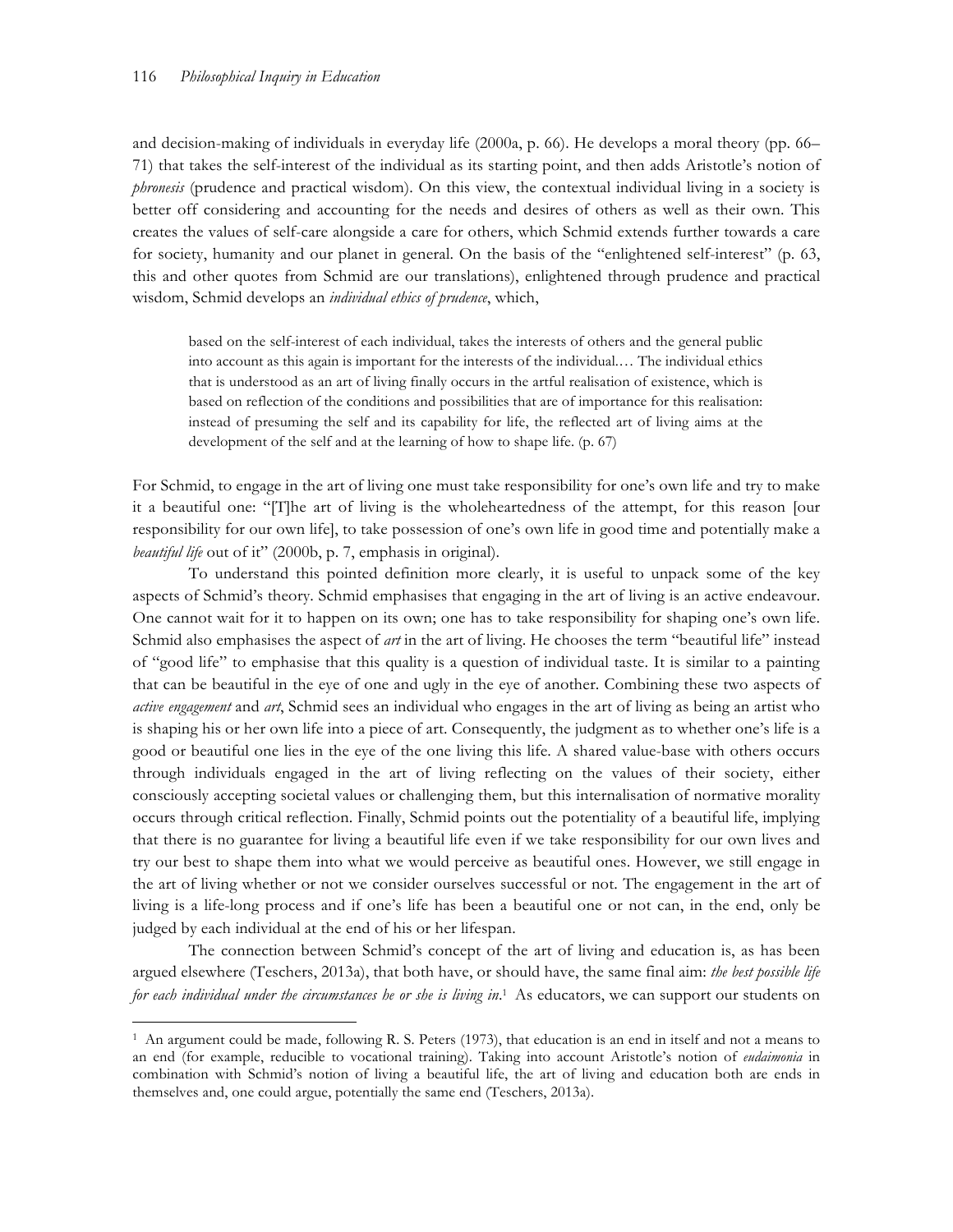and decision-making of individuals in everyday life (2000a, p. 66). He develops a moral theory (pp. 66–71) that takes the self-interest of the individual as its starting point, and then adds Aristotle's notion of *phronesis* (prudence and practical wisdom). On this view, the contextual individual living in a society is better off considering and accounting for the needs and desires of others as well as their own. This creates the values of self-care alongside a care for others, which Schmid extends further towards a care for society, humanity and our planet in general. On the basis of the "enlightened self-interest" (p. 63, this and other quotes from Schmid are our translations), enlightened through prudence and practical wisdom, Schmid develops an *individual ethics of prudence*, which,

> based on the self-interest of each individual, takes the interests of others and the general public into account as this again is important for the interests of the individual.… The individual ethics that is understood as an art of living finally occurs in the artful realisation of existence, which is based on reflection of the conditions and possibilities that are of importance for this realisation: instead of presuming the self and its capability for life, the reflected art of living aims at the development of the self and at the learning of how to shape life. (p. 67)

For Schmid, to engage in the art of living one must take responsibility for one's own life and try to make it a beautiful one: "[T]he art of living is the wholeheartedness of the attempt, for this reason [our responsibility for our own life], to take possession of one's own life in good time and potentially make a *beautiful life* out of it" (2000b, p. 7, emphasis in original).

To understand this pointed definition more clearly, it is useful to unpack some of the key aspects of Schmid's theory. Schmid emphasises that engaging in the art of living is an active endeavour. One cannot wait for it to happen on its own; one has to take responsibility for shaping one's own life. Schmid also emphasises the aspect of *art* in the art of living. He chooses the term "beautiful life" instead of "good life" to emphasise that this quality is a question of individual taste. It is similar to a painting that can be beautiful in the eye of one and ugly in the eye of another. Combining these two aspects of *active engagement* and *art*, Schmid sees an individual who engages in the art of living as being an artist who is shaping his or her own life into a piece of art. Consequently, the judgment as to whether one's life is a good or beautiful one lies in the eye of the one living this life. A shared value-base with others occurs through individuals engaged in the art of living reflecting on the values of their society, either consciously accepting societal values or challenging them, but this internalisation of normative morality occurs through critical reflection. Finally, Schmid points out the potentiality of a beautiful life, implying that there is no guarantee for living a beautiful life even if we take responsibility for our own lives and try our best to shape them into what we would perceive as beautiful ones. However, we still engage in the art of living whether or not we consider ourselves successful or not. The engagement in the art of living is a life-long process and if one's life has been a beautiful one or not can, in the end, only be judged by each individual at the end of his or her lifespan.

The connection between Schmid's concept of the art of living and education is, as has been argued elsewhere (Teschers, 2013a), that both have, or should have, the same final aim: *the best possible life for each individual under the circumstances he or she is living in*.[1] As educators, we can support our students on

[1] An argument could be made, following R. S. Peters (1973), that education is an end in itself and not a means to an end (for example, reducible to vocational training). Taking into account Aristotle's notion of *eudaimonia* in combination with Schmid's notion of living a beautiful life, the art of living and education both are ends in themselves and, one could argue, potentially the same end (Teschers, 2013a).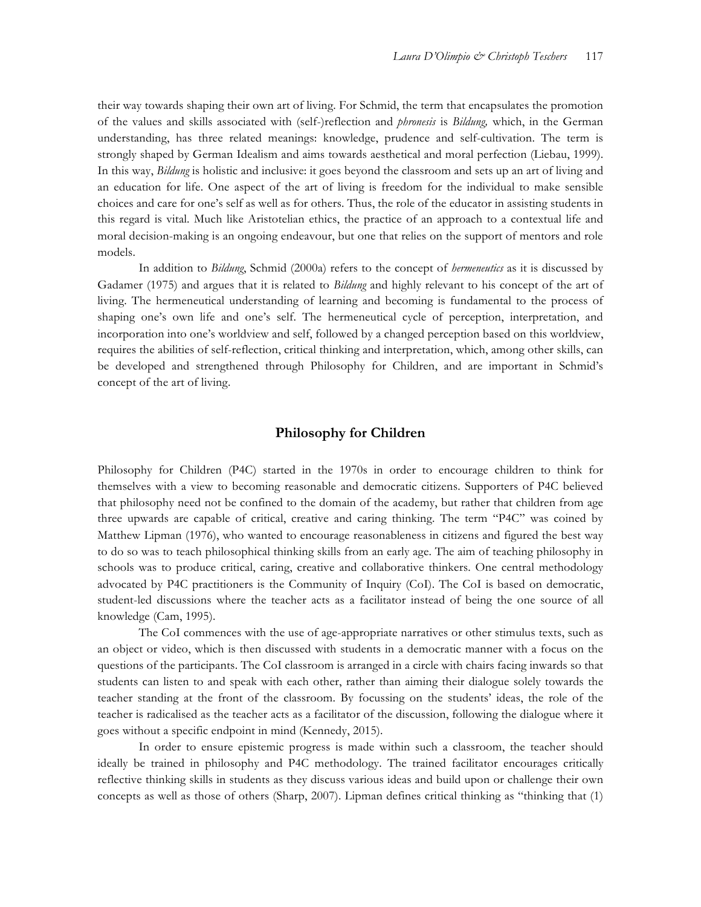their way towards shaping their own art of living. For Schmid, the term that encapsulates the promotion of the values and skills associated with (self-)reflection and *phronesis* is *Bildung,* which, in the German understanding, has three related meanings: knowledge, prudence and self-cultivation. The term is strongly shaped by German Idealism and aims towards aesthetical and moral perfection (Liebau, 1999). In this way, *Bildung* is holistic and inclusive: it goes beyond the classroom and sets up an art of living and an education for life. One aspect of the art of living is freedom for the individual to make sensible choices and care for one's self as well as for others. Thus, the role of the educator in assisting students in this regard is vital. Much like Aristotelian ethics, the practice of an approach to a contextual life and moral decision-making is an ongoing endeavour, but one that relies on the support of mentors and role models.

In addition to *Bildung*, Schmid (2000a) refers to the concept of *hermeneutics* as it is discussed by Gadamer (1975) and argues that it is related to *Bildung* and highly relevant to his concept of the art of living. The hermeneutical understanding of learning and becoming is fundamental to the process of shaping one's own life and one's self. The hermeneutical cycle of perception, interpretation, and incorporation into one's worldview and self, followed by a changed perception based on this worldview, requires the abilities of self-reflection, critical thinking and interpretation, which, among other skills, can be developed and strengthened through Philosophy for Children, and are important in Schmid's concept of the art of living.

## Philosophy for Children

Philosophy for Children (P4C) started in the 1970s in order to encourage children to think for themselves with a view to becoming reasonable and democratic citizens. Supporters of P4C believed that philosophy need not be confined to the domain of the academy, but rather that children from age three upwards are capable of critical, creative and caring thinking. The term "P4C" was coined by Matthew Lipman (1976), who wanted to encourage reasonableness in citizens and figured the best way to do so was to teach philosophical thinking skills from an early age. The aim of teaching philosophy in schools was to produce critical, caring, creative and collaborative thinkers. One central methodology advocated by P4C practitioners is the Community of Inquiry (CoI). The CoI is based on democratic, student-led discussions where the teacher acts as a facilitator instead of being the one source of all knowledge (Cam, 1995).

The CoI commences with the use of age-appropriate narratives or other stimulus texts, such as an object or video, which is then discussed with students in a democratic manner with a focus on the questions of the participants. The CoI classroom is arranged in a circle with chairs facing inwards so that students can listen to and speak with each other, rather than aiming their dialogue solely towards the teacher standing at the front of the classroom. By focussing on the students' ideas, the role of the teacher is radicalised as the teacher acts as a facilitator of the discussion, following the dialogue where it goes without a specific endpoint in mind (Kennedy, 2015).

In order to ensure epistemic progress is made within such a classroom, the teacher should ideally be trained in philosophy and P4C methodology. The trained facilitator encourages critically reflective thinking skills in students as they discuss various ideas and build upon or challenge their own concepts as well as those of others (Sharp, 2007). Lipman defines critical thinking as "thinking that (1)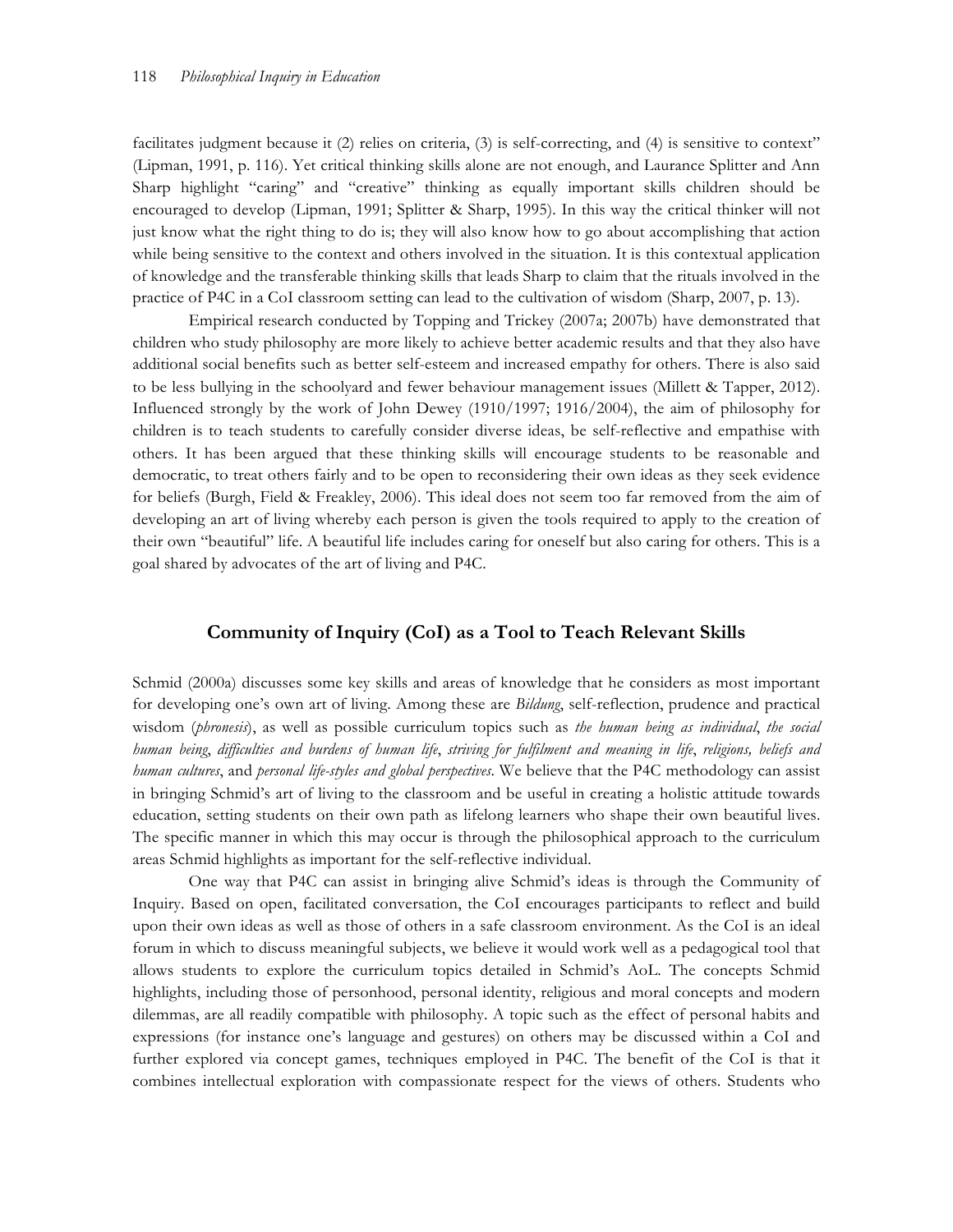facilitates judgment because it (2) relies on criteria, (3) is self-correcting, and (4) is sensitive to context" (Lipman, 1991, p. 116). Yet critical thinking skills alone are not enough, and Laurance Splitter and Ann Sharp highlight "caring" and "creative" thinking as equally important skills children should be encouraged to develop (Lipman, 1991; Splitter & Sharp, 1995). In this way the critical thinker will not just know what the right thing to do is; they will also know how to go about accomplishing that action while being sensitive to the context and others involved in the situation. It is this contextual application of knowledge and the transferable thinking skills that leads Sharp to claim that the rituals involved in the practice of P4C in a CoI classroom setting can lead to the cultivation of wisdom (Sharp, 2007, p. 13).

Empirical research conducted by Topping and Trickey (2007a; 2007b) have demonstrated that children who study philosophy are more likely to achieve better academic results and that they also have additional social benefits such as better self-esteem and increased empathy for others. There is also said to be less bullying in the schoolyard and fewer behaviour management issues (Millett & Tapper, 2012). Influenced strongly by the work of John Dewey (1910/1997; 1916/2004), the aim of philosophy for children is to teach students to carefully consider diverse ideas, be self-reflective and empathise with others. It has been argued that these thinking skills will encourage students to be reasonable and democratic, to treat others fairly and to be open to reconsidering their own ideas as they seek evidence for beliefs (Burgh, Field & Freakley, 2006). This ideal does not seem too far removed from the aim of developing an art of living whereby each person is given the tools required to apply to the creation of their own "beautiful" life. A beautiful life includes caring for oneself but also caring for others. This is a goal shared by advocates of the art of living and P4C.

## Community of Inquiry (CoI) as a Tool to Teach Relevant Skills

Schmid (2000a) discusses some key skills and areas of knowledge that he considers as most important for developing one's own art of living. Among these are *Bildung*, self-reflection, prudence and practical wisdom (*phronesis*), as well as possible curriculum topics such as *the human being as individual*, *the social human being*, *difficulties and burdens of human life*, *striving for fulfilment and meaning in life*, *religions, beliefs and human cultures*, and *personal life-styles and global perspectives*. We believe that the P4C methodology can assist in bringing Schmid's art of living to the classroom and be useful in creating a holistic attitude towards education, setting students on their own path as lifelong learners who shape their own beautiful lives. The specific manner in which this may occur is through the philosophical approach to the curriculum areas Schmid highlights as important for the self-reflective individual.

One way that P4C can assist in bringing alive Schmid's ideas is through the Community of Inquiry. Based on open, facilitated conversation, the CoI encourages participants to reflect and build upon their own ideas as well as those of others in a safe classroom environment. As the CoI is an ideal forum in which to discuss meaningful subjects, we believe it would work well as a pedagogical tool that allows students to explore the curriculum topics detailed in Schmid's AoL. The concepts Schmid highlights, including those of personhood, personal identity, religious and moral concepts and modern dilemmas, are all readily compatible with philosophy. A topic such as the effect of personal habits and expressions (for instance one's language and gestures) on others may be discussed within a CoI and further explored via concept games, techniques employed in P4C. The benefit of the CoI is that it combines intellectual exploration with compassionate respect for the views of others. Students who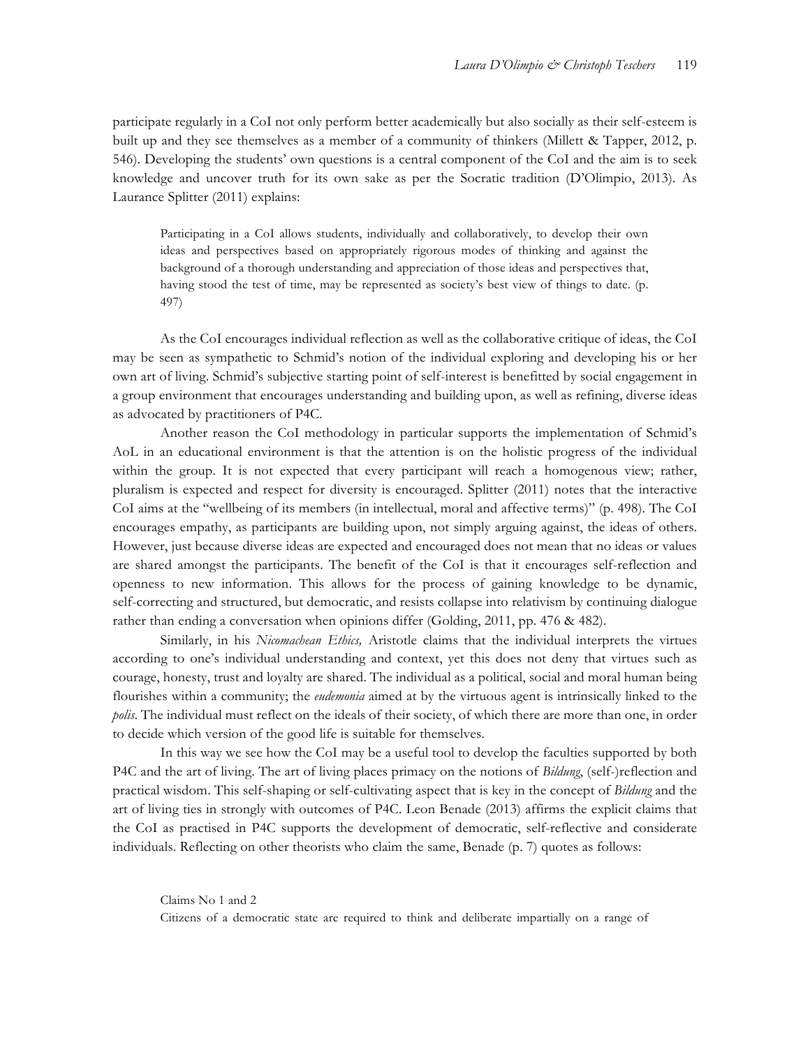participate regularly in a CoI not only perform better academically but also socially as their self-esteem is built up and they see themselves as a member of a community of thinkers (Millett & Tapper, 2012, p. 546). Developing the students' own questions is a central component of the CoI and the aim is to seek knowledge and uncover truth for its own sake as per the Socratic tradition (D'Olimpio, 2013). As Laurance Splitter (2011) explains:

> Participating in a CoI allows students, individually and collaboratively, to develop their own ideas and perspectives based on appropriately rigorous modes of thinking and against the background of a thorough understanding and appreciation of those ideas and perspectives that, having stood the test of time, may be represented as society's best view of things to date. (p. 497)

As the CoI encourages individual reflection as well as the collaborative critique of ideas, the CoI may be seen as sympathetic to Schmid's notion of the individual exploring and developing his or her own art of living. Schmid's subjective starting point of self-interest is benefitted by social engagement in a group environment that encourages understanding and building upon, as well as refining, diverse ideas as advocated by practitioners of P4C.

Another reason the CoI methodology in particular supports the implementation of Schmid's AoL in an educational environment is that the attention is on the holistic progress of the individual within the group. It is not expected that every participant will reach a homogenous view; rather, pluralism is expected and respect for diversity is encouraged. Splitter (2011) notes that the interactive CoI aims at the "wellbeing of its members (in intellectual, moral and affective terms)" (p. 498). The CoI encourages empathy, as participants are building upon, not simply arguing against, the ideas of others. However, just because diverse ideas are expected and encouraged does not mean that no ideas or values are shared amongst the participants. The benefit of the CoI is that it encourages self-reflection and openness to new information. This allows for the process of gaining knowledge to be dynamic, self-correcting and structured, but democratic, and resists collapse into relativism by continuing dialogue rather than ending a conversation when opinions differ (Golding, 2011, pp. 476 & 482).

Similarly, in his *Nicomachean Ethics,* Aristotle claims that the individual interprets the virtues according to one's individual understanding and context, yet this does not deny that virtues such as courage, honesty, trust and loyalty are shared. The individual as a political, social and moral human being flourishes within a community; the *eudemonia* aimed at by the virtuous agent is intrinsically linked to the *polis*. The individual must reflect on the ideals of their society, of which there are more than one, in order to decide which version of the good life is suitable for themselves.

In this way we see how the CoI may be a useful tool to develop the faculties supported by both P4C and the art of living. The art of living places primacy on the notions of *Bildung*, (self-)reflection and practical wisdom. This self-shaping or self-cultivating aspect that is key in the concept of *Bildung* and the art of living ties in strongly with outcomes of P4C. Leon Benade (2013) affirms the explicit claims that the CoI as practised in P4C supports the development of democratic, self-reflective and considerate individuals. Reflecting on other theorists who claim the same, Benade (p. 7) quotes as follows:

> Claims No 1 and 2
> Citizens of a democratic state are required to think and deliberate impartially on a range of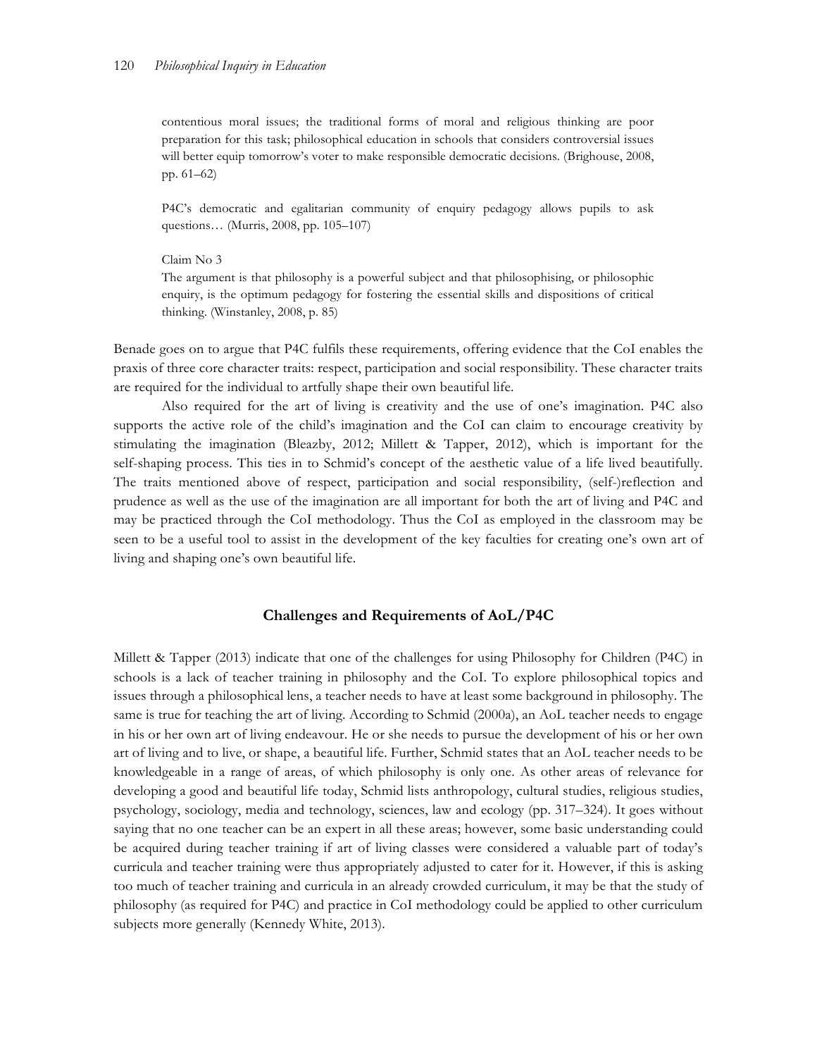> contentious moral issues; the traditional forms of moral and religious thinking are poor preparation for this task; philosophical education in schools that considers controversial issues will better equip tomorrow's voter to make responsible democratic decisions. (Brighouse, 2008, pp. 61–62)
>
> P4C's democratic and egalitarian community of enquiry pedagogy allows pupils to ask questions… (Murris, 2008, pp. 105–107)
>
> Claim No 3
> The argument is that philosophy is a powerful subject and that philosophising, or philosophic enquiry, is the optimum pedagogy for fostering the essential skills and dispositions of critical thinking. (Winstanley, 2008, p. 85)

Benade goes on to argue that P4C fulfils these requirements, offering evidence that the CoI enables the praxis of three core character traits: respect, participation and social responsibility. These character traits are required for the individual to artfully shape their own beautiful life.

Also required for the art of living is creativity and the use of one's imagination. P4C also supports the active role of the child's imagination and the CoI can claim to encourage creativity by stimulating the imagination (Bleazby, 2012; Millett & Tapper, 2012), which is important for the self-shaping process. This ties in to Schmid's concept of the aesthetic value of a life lived beautifully. The traits mentioned above of respect, participation and social responsibility, (self-)reflection and prudence as well as the use of the imagination are all important for both the art of living and P4C and may be practiced through the CoI methodology. Thus the CoI as employed in the classroom may be seen to be a useful tool to assist in the development of the key faculties for creating one's own art of living and shaping one's own beautiful life.

## Challenges and Requirements of AoL/P4C

Millett & Tapper (2013) indicate that one of the challenges for using Philosophy for Children (P4C) in schools is a lack of teacher training in philosophy and the CoI. To explore philosophical topics and issues through a philosophical lens, a teacher needs to have at least some background in philosophy. The same is true for teaching the art of living. According to Schmid (2000a), an AoL teacher needs to engage in his or her own art of living endeavour. He or she needs to pursue the development of his or her own art of living and to live, or shape, a beautiful life. Further, Schmid states that an AoL teacher needs to be knowledgeable in a range of areas, of which philosophy is only one. As other areas of relevance for developing a good and beautiful life today, Schmid lists anthropology, cultural studies, religious studies, psychology, sociology, media and technology, sciences, law and ecology (pp. 317–324). It goes without saying that no one teacher can be an expert in all these areas; however, some basic understanding could be acquired during teacher training if art of living classes were considered a valuable part of today's curricula and teacher training were thus appropriately adjusted to cater for it. However, if this is asking too much of teacher training and curricula in an already crowded curriculum, it may be that the study of philosophy (as required for P4C) and practice in CoI methodology could be applied to other curriculum subjects more generally (Kennedy White, 2013).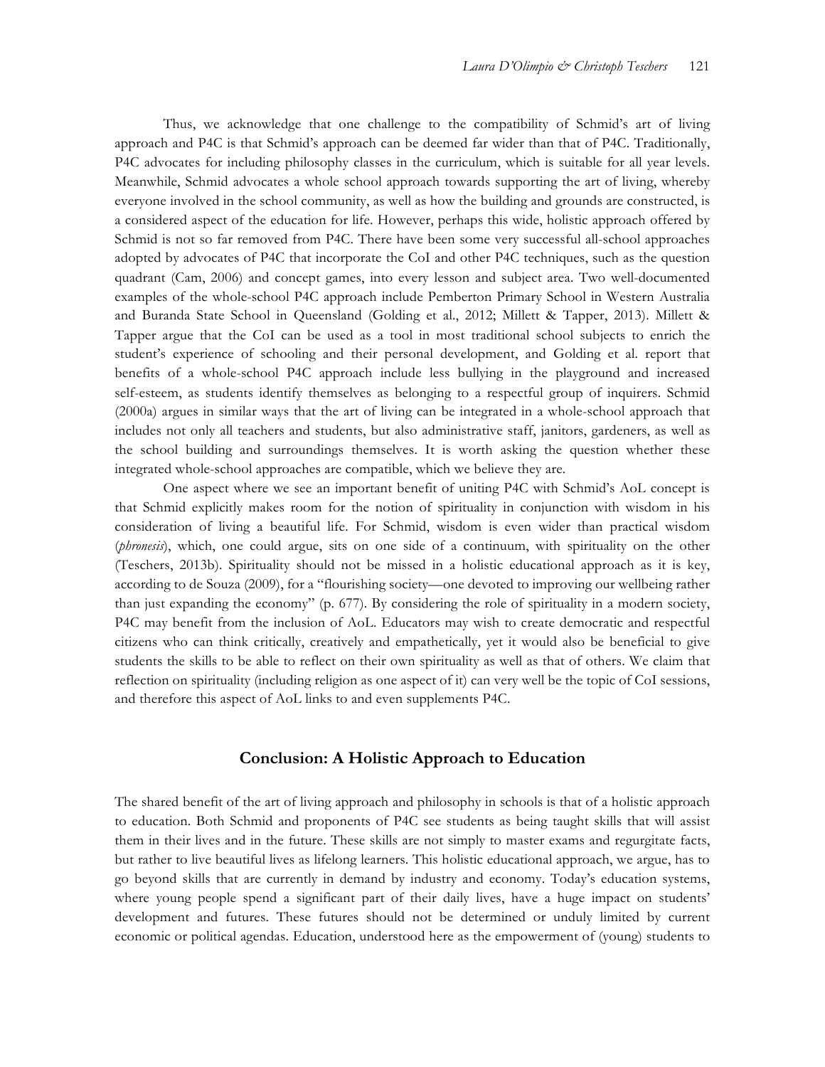Thus, we acknowledge that one challenge to the compatibility of Schmid's art of living approach and P4C is that Schmid's approach can be deemed far wider than that of P4C. Traditionally, P4C advocates for including philosophy classes in the curriculum, which is suitable for all year levels. Meanwhile, Schmid advocates a whole school approach towards supporting the art of living, whereby everyone involved in the school community, as well as how the building and grounds are constructed, is a considered aspect of the education for life. However, perhaps this wide, holistic approach offered by Schmid is not so far removed from P4C. There have been some very successful all-school approaches adopted by advocates of P4C that incorporate the CoI and other P4C techniques, such as the question quadrant (Cam, 2006) and concept games, into every lesson and subject area. Two well-documented examples of the whole-school P4C approach include Pemberton Primary School in Western Australia and Buranda State School in Queensland (Golding et al., 2012; Millett & Tapper, 2013). Millett & Tapper argue that the CoI can be used as a tool in most traditional school subjects to enrich the student's experience of schooling and their personal development, and Golding et al. report that benefits of a whole-school P4C approach include less bullying in the playground and increased self-esteem, as students identify themselves as belonging to a respectful group of inquirers. Schmid (2000a) argues in similar ways that the art of living can be integrated in a whole-school approach that includes not only all teachers and students, but also administrative staff, janitors, gardeners, as well as the school building and surroundings themselves. It is worth asking the question whether these integrated whole-school approaches are compatible, which we believe they are.

One aspect where we see an important benefit of uniting P4C with Schmid's AoL concept is that Schmid explicitly makes room for the notion of spirituality in conjunction with wisdom in his consideration of living a beautiful life. For Schmid, wisdom is even wider than practical wisdom (*phronesis*), which, one could argue, sits on one side of a continuum, with spirituality on the other (Teschers, 2013b). Spirituality should not be missed in a holistic educational approach as it is key, according to de Souza (2009), for a "flourishing society—one devoted to improving our wellbeing rather than just expanding the economy" (p. 677). By considering the role of spirituality in a modern society, P4C may benefit from the inclusion of AoL. Educators may wish to create democratic and respectful citizens who can think critically, creatively and empathetically, yet it would also be beneficial to give students the skills to be able to reflect on their own spirituality as well as that of others. We claim that reflection on spirituality (including religion as one aspect of it) can very well be the topic of CoI sessions, and therefore this aspect of AoL links to and even supplements P4C.

## Conclusion: A Holistic Approach to Education

The shared benefit of the art of living approach and philosophy in schools is that of a holistic approach to education. Both Schmid and proponents of P4C see students as being taught skills that will assist them in their lives and in the future. These skills are not simply to master exams and regurgitate facts, but rather to live beautiful lives as lifelong learners. This holistic educational approach, we argue, has to go beyond skills that are currently in demand by industry and economy. Today's education systems, where young people spend a significant part of their daily lives, have a huge impact on students' development and futures. These futures should not be determined or unduly limited by current economic or political agendas. Education, understood here as the empowerment of (young) students to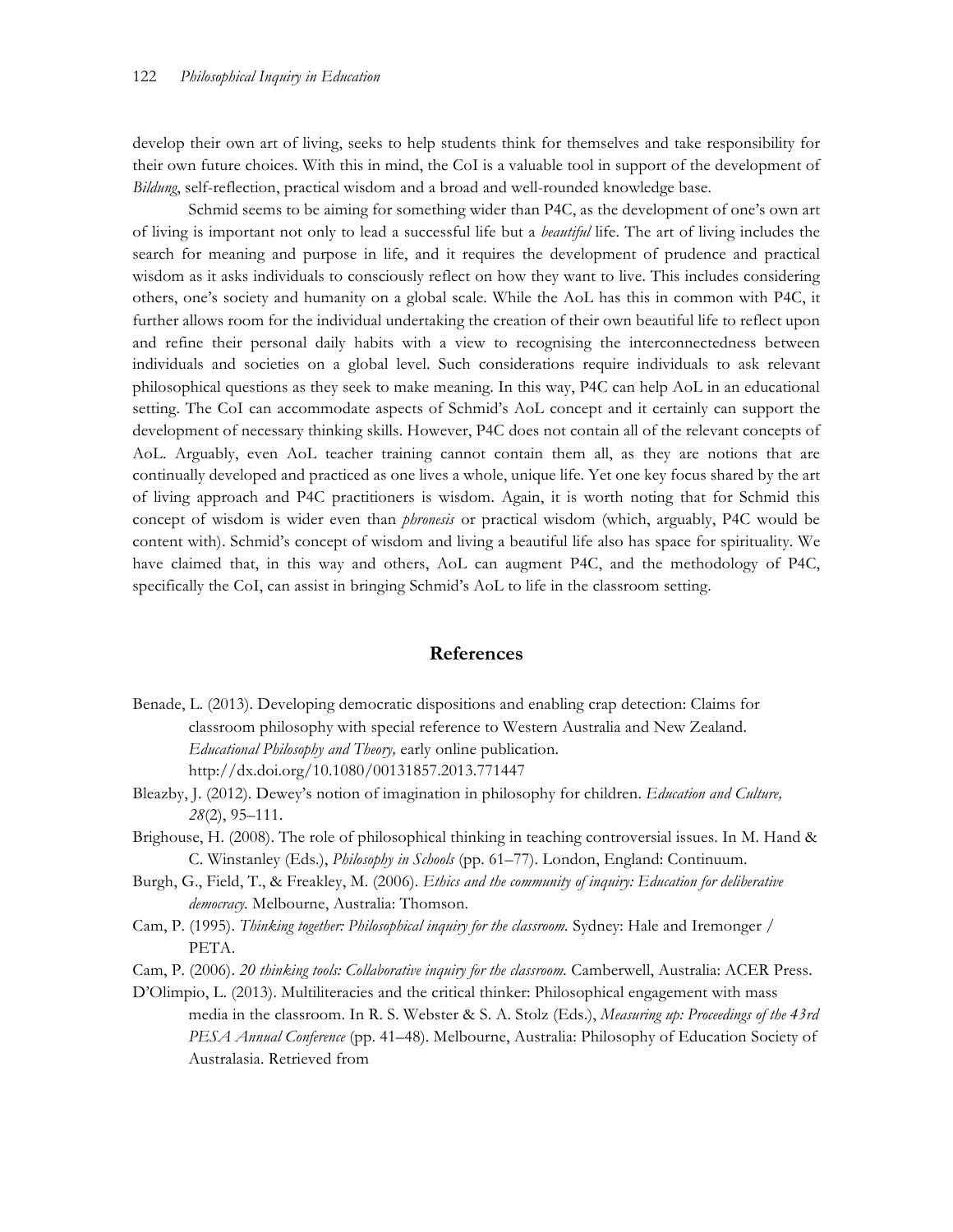develop their own art of living, seeks to help students think for themselves and take responsibility for their own future choices. With this in mind, the CoI is a valuable tool in support of the development of *Bildung*, self-reflection, practical wisdom and a broad and well-rounded knowledge base.

Schmid seems to be aiming for something wider than P4C, as the development of one's own art of living is important not only to lead a successful life but a *beautiful* life. The art of living includes the search for meaning and purpose in life, and it requires the development of prudence and practical wisdom as it asks individuals to consciously reflect on how they want to live. This includes considering others, one's society and humanity on a global scale. While the AoL has this in common with P4C, it further allows room for the individual undertaking the creation of their own beautiful life to reflect upon and refine their personal daily habits with a view to recognising the interconnectedness between individuals and societies on a global level. Such considerations require individuals to ask relevant philosophical questions as they seek to make meaning. In this way, P4C can help AoL in an educational setting. The CoI can accommodate aspects of Schmid's AoL concept and it certainly can support the development of necessary thinking skills. However, P4C does not contain all of the relevant concepts of AoL. Arguably, even AoL teacher training cannot contain them all, as they are notions that are continually developed and practiced as one lives a whole, unique life. Yet one key focus shared by the art of living approach and P4C practitioners is wisdom. Again, it is worth noting that for Schmid this concept of wisdom is wider even than *phronesis* or practical wisdom (which, arguably, P4C would be content with). Schmid's concept of wisdom and living a beautiful life also has space for spirituality. We have claimed that, in this way and others, AoL can augment P4C, and the methodology of P4C, specifically the CoI, can assist in bringing Schmid's AoL to life in the classroom setting.

## References

Benade, L. (2013). Developing democratic dispositions and enabling crap detection: Claims for classroom philosophy with special reference to Western Australia and New Zealand. *Educational Philosophy and Theory,* early online publication. http://dx.doi.org/10.1080/00131857.2013.771447

Bleazby, J. (2012). Dewey's notion of imagination in philosophy for children. *Education and Culture, 28*(2), 95–111.

Brighouse, H. (2008). The role of philosophical thinking in teaching controversial issues. In M. Hand & C. Winstanley (Eds.), *Philosophy in Schools* (pp. 61–77). London, England: Continuum.

Burgh, G., Field, T., & Freakley, M. (2006). *Ethics and the community of inquiry: Education for deliberative democracy.* Melbourne, Australia: Thomson.

Cam, P. (1995). *Thinking together: Philosophical inquiry for the classroom.* Sydney: Hale and Iremonger / PETA.

Cam, P. (2006). *20 thinking tools: Collaborative inquiry for the classroom.* Camberwell, Australia: ACER Press.

D'Olimpio, L. (2013). Multiliteracies and the critical thinker: Philosophical engagement with mass media in the classroom. In R. S. Webster & S. A. Stolz (Eds.), *Measuring up: Proceedings of the 43rd PESA Annual Conference* (pp. 41–48). Melbourne, Australia: Philosophy of Education Society of Australasia. Retrieved from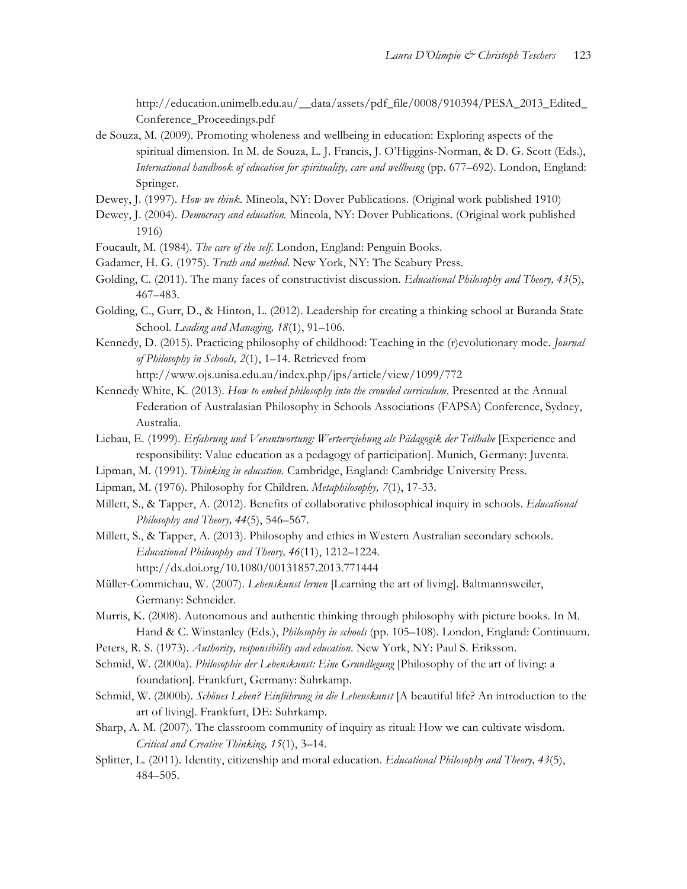http://education.unimelb.edu.au/__data/assets/pdf_file/0008/910394/PESA_2013_Edited_Conference_Proceedings.pdf

de Souza, M. (2009). Promoting wholeness and wellbeing in education: Exploring aspects of the spiritual dimension. In M. de Souza, L. J. Francis, J. O'Higgins-Norman, & D. G. Scott (Eds.), *International handbook of education for spirituality, care and wellbeing* (pp. 677–692). London, England: Springer.

Dewey, J. (1997). *How we think.* Mineola, NY: Dover Publications. (Original work published 1910)

Dewey, J. (2004). *Democracy and education.* Mineola, NY: Dover Publications. (Original work published 1916)

Foucault, M. (1984). *The care of the self.* London, England: Penguin Books.

Gadamer, H. G. (1975). *Truth and method.* New York, NY: The Seabury Press.

Golding, C. (2011). The many faces of constructivist discussion. *Educational Philosophy and Theory, 43*(5), 467–483.

Golding, C., Gurr, D., & Hinton, L. (2012). Leadership for creating a thinking school at Buranda State School. *Leading and Managing, 18*(1), 91–106.

Kennedy, D. (2015). Practicing philosophy of childhood: Teaching in the (r)evolutionary mode. *Journal of Philosophy in Schools, 2*(1), 1–14. Retrieved from http://www.ojs.unisa.edu.au/index.php/jps/article/view/1099/772

Kennedy White, K. (2013). *How to embed philosophy into the crowded curriculum*. Presented at the Annual Federation of Australasian Philosophy in Schools Associations (FAPSA) Conference, Sydney, Australia.

Liebau, E. (1999). *Erfahrung und Verantwortung: Werteerziehung als Pädagogik der Teilhabe* [Experience and responsibility: Value education as a pedagogy of participation]. Munich, Germany: Juventa.

Lipman, M. (1991). *Thinking in education.* Cambridge, England: Cambridge University Press.

Lipman, M. (1976). Philosophy for Children. *Metaphilosophy, 7*(1), 17-33.

Millett, S., & Tapper, A. (2012). Benefits of collaborative philosophical inquiry in schools. *Educational Philosophy and Theory, 44*(5), 546–567.

Millett, S., & Tapper, A. (2013). Philosophy and ethics in Western Australian secondary schools. *Educational Philosophy and Theory, 46*(11), 1212–1224. http://dx.doi.org/10.1080/00131857.2013.771444

Müller-Commichau, W. (2007). *Lebenskunst lernen* [Learning the art of living]. Baltmannsweiler, Germany: Schneider.

Murris, K. (2008). Autonomous and authentic thinking through philosophy with picture books. In M. Hand & C. Winstanley (Eds.), *Philosophy in schools* (pp. 105–108). London, England: Continuum.

Peters, R. S. (1973). *Authority, responsibility and education*. New York, NY: Paul S. Eriksson.

Schmid, W. (2000a). *Philosophie der Lebenskunst: Eine Grundlegung* [Philosophy of the art of living: a foundation]. Frankfurt, Germany: Suhrkamp.

Schmid, W. (2000b). *Schönes Leben? Einführung in die Lebenskunst* [A beautiful life? An introduction to the art of living]. Frankfurt, DE: Suhrkamp.

Sharp, A. M. (2007). The classroom community of inquiry as ritual: How we can cultivate wisdom. *Critical and Creative Thinking, 15*(1), 3–14.

Splitter, L. (2011). Identity, citizenship and moral education. *Educational Philosophy and Theory, 43*(5), 484–505.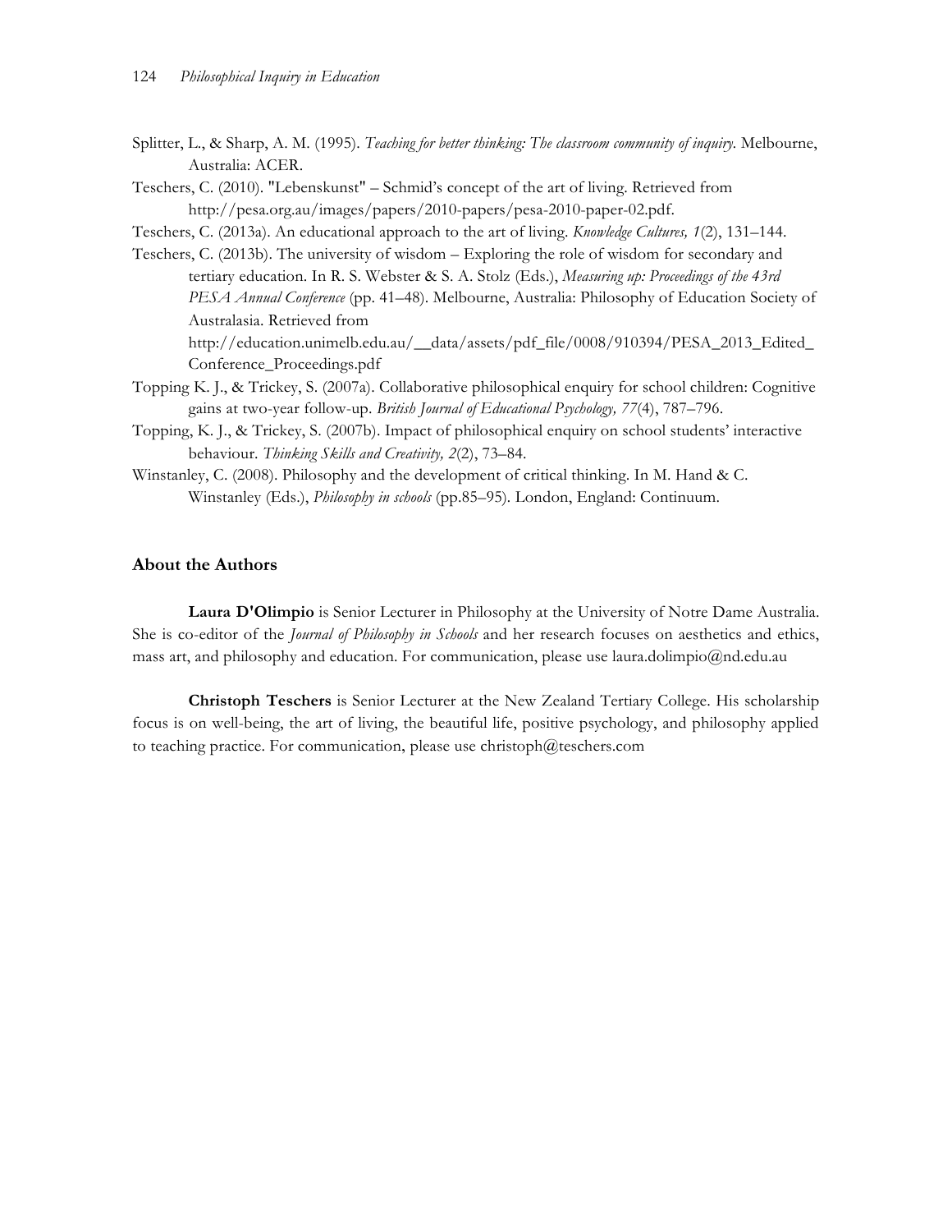Splitter, L., & Sharp, A. M. (1995). *Teaching for better thinking: The classroom community of inquiry*. Melbourne, Australia: ACER.

Teschers, C. (2010). "Lebenskunst" – Schmid's concept of the art of living. Retrieved from http://pesa.org.au/images/papers/2010-papers/pesa-2010-paper-02.pdf.

Teschers, C. (2013a). An educational approach to the art of living. *Knowledge Cultures, 1*(2), 131–144.

Teschers, C. (2013b). The university of wisdom – Exploring the role of wisdom for secondary and tertiary education. In R. S. Webster & S. A. Stolz (Eds.), *Measuring up: Proceedings of the 43rd PESA Annual Conference* (pp. 41–48). Melbourne, Australia: Philosophy of Education Society of Australasia. Retrieved from http://education.unimelb.edu.au/__data/assets/pdf_file/0008/910394/PESA_2013_Edited_Conference_Proceedings.pdf

Topping K. J., & Trickey, S. (2007a). Collaborative philosophical enquiry for school children: Cognitive gains at two-year follow-up. *British Journal of Educational Psychology, 77*(4), 787–796.

Topping, K. J., & Trickey, S. (2007b). Impact of philosophical enquiry on school students' interactive behaviour. *Thinking Skills and Creativity, 2*(2), 73–84.

Winstanley, C. (2008). Philosophy and the development of critical thinking. In M. Hand & C. Winstanley (Eds.), *Philosophy in schools* (pp.85–95). London, England: Continuum.

### About the Authors

**Laura D'Olimpio** is Senior Lecturer in Philosophy at the University of Notre Dame Australia. She is co-editor of the *Journal of Philosophy in Schools* and her research focuses on aesthetics and ethics, mass art, and philosophy and education. For communication, please use laura.dolimpio@nd.edu.au

**Christoph Teschers** is Senior Lecturer at the New Zealand Tertiary College. His scholarship focus is on well-being, the art of living, the beautiful life, positive psychology, and philosophy applied to teaching practice. For communication, please use christoph@teschers.com